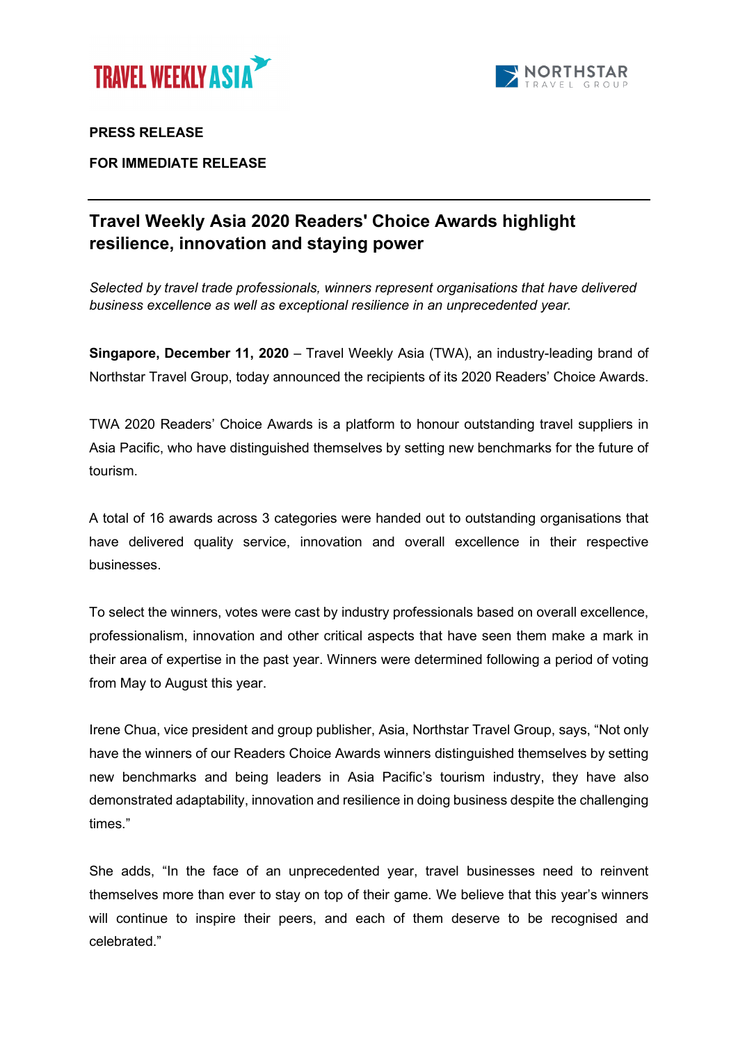**PRESS RELEASE**

**FOR IMMEDIATE RELEASE**

---

## Travel Weekly Asia 2020 Readers' Choice Awards highlight resilience, innovation and staying power

*Selected by travel trade professionals, winners represent organisations that have delivered business excellence as well as exceptional resilience in an unprecedented year.*

**Singapore, December 11, 2020** – Travel Weekly Asia (TWA), an industry-leading brand of Northstar Travel Group, today announced the recipients of its 2020 Readers' Choice Awards.

TWA 2020 Readers' Choice Awards is a platform to honour outstanding travel suppliers in Asia Pacific, who have distinguished themselves by setting new benchmarks for the future of tourism.

A total of 16 awards across 3 categories were handed out to outstanding organisations that have delivered quality service, innovation and overall excellence in their respective businesses.

To select the winners, votes were cast by industry professionals based on overall excellence, professionalism, innovation and other critical aspects that have seen them make a mark in their area of expertise in the past year. Winners were determined following a period of voting from May to August this year.

Irene Chua, vice president and group publisher, Asia, Northstar Travel Group, says, "Not only have the winners of our Readers Choice Awards winners distinguished themselves by setting new benchmarks and being leaders in Asia Pacific's tourism industry, they have also demonstrated adaptability, innovation and resilience in doing business despite the challenging times."

She adds, "In the face of an unprecedented year, travel businesses need to reinvent themselves more than ever to stay on top of their game. We believe that this year's winners will continue to inspire their peers, and each of them deserve to be recognised and celebrated."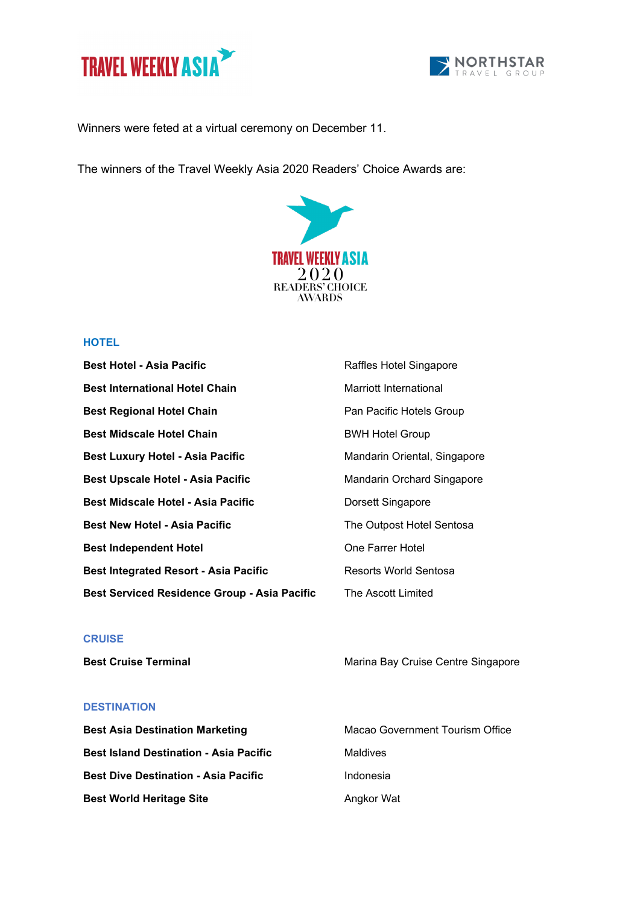Winners were feted at a virtual ceremony on December 11.

The winners of the Travel Weekly Asia 2020 Readers' Choice Awards are:

## HOTEL

| | |
|---|---|
| **Best Hotel - Asia Pacific** | Raffles Hotel Singapore |
| **Best International Hotel Chain** | Marriott International |
| **Best Regional Hotel Chain** | Pan Pacific Hotels Group |
| **Best Midscale Hotel Chain** | BWH Hotel Group |
| **Best Luxury Hotel - Asia Pacific** | Mandarin Oriental, Singapore |
| **Best Upscale Hotel - Asia Pacific** | Mandarin Orchard Singapore |
| **Best Midscale Hotel - Asia Pacific** | Dorsett Singapore |
| **Best New Hotel - Asia Pacific** | The Outpost Hotel Sentosa |
| **Best Independent Hotel** | One Farrer Hotel |
| **Best Integrated Resort - Asia Pacific** | Resorts World Sentosa |
| **Best Serviced Residence Group - Asia Pacific** | The Ascott Limited |

## CRUISE

| | |
|---|---|
| **Best Cruise Terminal** | Marina Bay Cruise Centre Singapore |

## DESTINATION

| | |
|---|---|
| **Best Asia Destination Marketing** | Macao Government Tourism Office |
| **Best Island Destination - Asia Pacific** | Maldives |
| **Best Dive Destination - Asia Pacific** | Indonesia |
| **Best World Heritage Site** | Angkor Wat |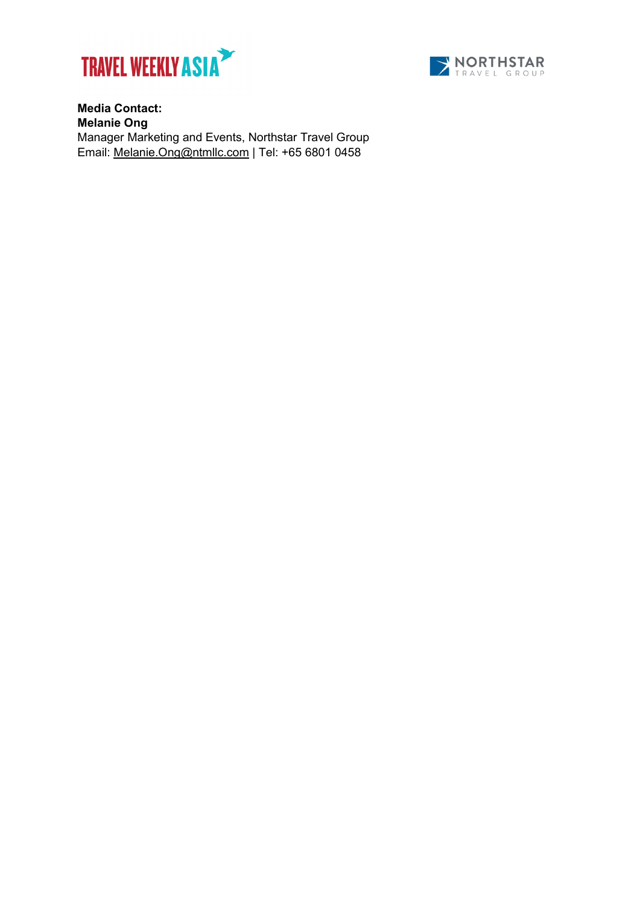**Media Contact:**
**Melanie Ong**
Manager Marketing and Events, Northstar Travel Group
Email: Melanie.Ong@ntmllc.com | Tel: +65 6801 0458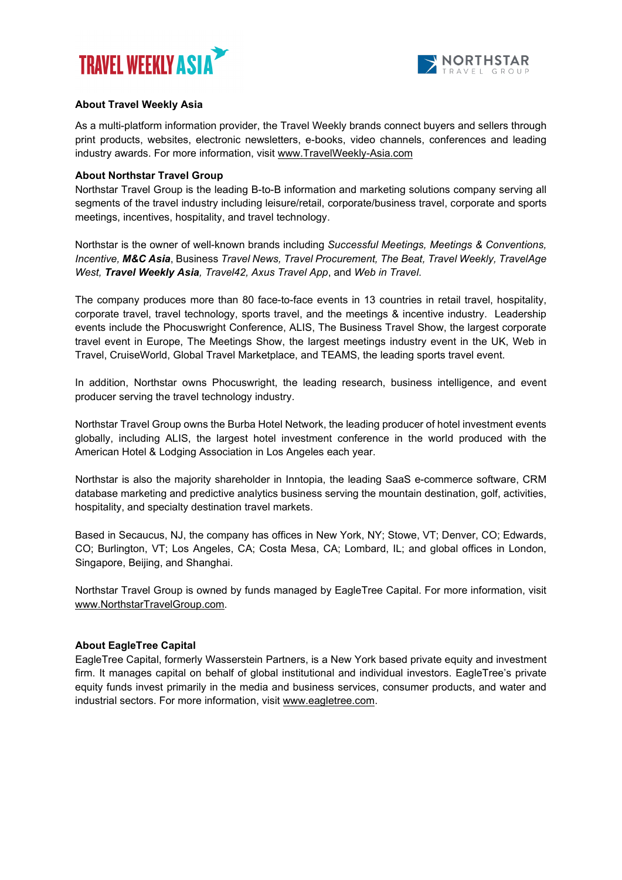**About Travel Weekly Asia**

As a multi-platform information provider, the Travel Weekly brands connect buyers and sellers through print products, websites, electronic newsletters, e-books, video channels, conferences and leading industry awards. For more information, visit www.TravelWeekly-Asia.com

**About Northstar Travel Group**

Northstar Travel Group is the leading B-to-B information and marketing solutions company serving all segments of the travel industry including leisure/retail, corporate/business travel, corporate and sports meetings, incentives, hospitality, and travel technology.

Northstar is the owner of well-known brands including *Successful Meetings, Meetings & Conventions, Incentive,* ***M&C Asia***, Business *Travel News, Travel Procurement, The Beat, Travel Weekly, TravelAge West,* ***Travel Weekly Asia****, Travel42, Axus Travel App*, and *Web in Travel*.

The company produces more than 80 face-to-face events in 13 countries in retail travel, hospitality, corporate travel, travel technology, sports travel, and the meetings & incentive industry. Leadership events include the Phocuswright Conference, ALIS, The Business Travel Show, the largest corporate travel event in Europe, The Meetings Show, the largest meetings industry event in the UK, Web in Travel, CruiseWorld, Global Travel Marketplace, and TEAMS, the leading sports travel event.

In addition, Northstar owns Phocuswright, the leading research, business intelligence, and event producer serving the travel technology industry.

Northstar Travel Group owns the Burba Hotel Network, the leading producer of hotel investment events globally, including ALIS, the largest hotel investment conference in the world produced with the American Hotel & Lodging Association in Los Angeles each year.

Northstar is also the majority shareholder in Inntopia, the leading SaaS e-commerce software, CRM database marketing and predictive analytics business serving the mountain destination, golf, activities, hospitality, and specialty destination travel markets.

Based in Secaucus, NJ, the company has offices in New York, NY; Stowe, VT; Denver, CO; Edwards, CO; Burlington, VT; Los Angeles, CA; Costa Mesa, CA; Lombard, IL; and global offices in London, Singapore, Beijing, and Shanghai.

Northstar Travel Group is owned by funds managed by EagleTree Capital. For more information, visit www.NorthstarTravelGroup.com.

**About EagleTree Capital**

EagleTree Capital, formerly Wasserstein Partners, is a New York based private equity and investment firm. It manages capital on behalf of global institutional and individual investors. EagleTree's private equity funds invest primarily in the media and business services, consumer products, and water and industrial sectors. For more information, visit www.eagletree.com.